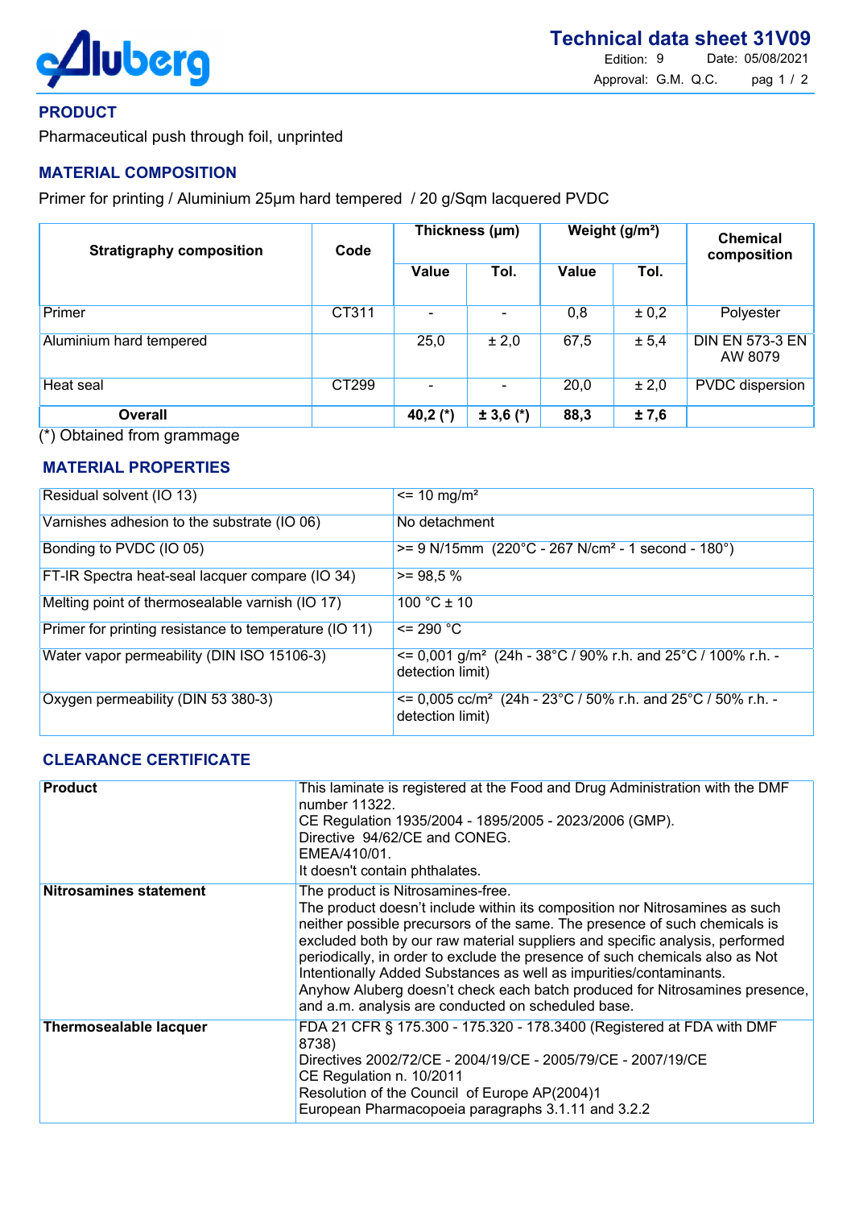# Technical data sheet 31V09

Edition: 9 Date: 05/08/2021
Approval: G.M. Q.C.

## PRODUCT

Pharmaceutical push through foil, unprinted

## MATERIAL COMPOSITION

Primer for printing / Aluminium 25µm hard tempered / 20 g/Sqm lacquered PVDC

| Stratigraphy composition | Code | Thickness (µm) | | Weight (g/m²) | | Chemical composition |
|---|---|---|---|---|---|---|
| | | Value | Tol. | Value | Tol. | |
| Primer | CT311 | - | - | 0,8 | ± 0,2 | Polyester |
| Aluminium hard tempered | | 25,0 | ± 2,0 | 67,5 | ± 5,4 | DIN EN 573-3 EN AW 8079 |
| Heat seal | CT299 | - | - | 20,0 | ± 2,0 | PVDC dispersion |
| **Overall** | | **40,2 (*)** | **± 3,6 (*)** | **88,3** | **± 7,6** | |

(*) Obtained from grammage

## MATERIAL PROPERTIES

| Property | Value |
|---|---|
| Residual solvent (IO 13) | <= 10 mg/m² |
| Varnishes adhesion to the substrate (IO 06) | No detachment |
| Bonding to PVDC (IO 05) | >= 9 N/15mm (220°C - 267 N/cm² - 1 second - 180°) |
| FT-IR Spectra heat-seal lacquer compare (IO 34) | >= 98,5 % |
| Melting point of thermosealable varnish (IO 17) | 100 °C ± 10 |
| Primer for printing resistance to temperature (IO 11) | <= 290 °C |
| Water vapor permeability (DIN ISO 15106-3) | <= 0,001 g/m² (24h - 38°C / 90% r.h. and 25°C / 100% r.h. - detection limit) |
| Oxygen permeability (DIN 53 380-3) | <= 0,005 cc/m² (24h - 23°C / 50% r.h. and 25°C / 50% r.h. - detection limit) |

## CLEARANCE CERTIFICATE

| | |
|---|---|
| **Product** | This laminate is registered at the Food and Drug Administration with the DMF number 11322.<br>CE Regulation 1935/2004 - 1895/2005 - 2023/2006 (GMP).<br>Directive 94/62/CE and CONEG.<br>EMEA/410/01.<br>It doesn't contain phthalates. |
| **Nitrosamines statement** | The product is Nitrosamines-free.<br>The product doesn't include within its composition nor Nitrosamines as such neither possible precursors of the same. The presence of such chemicals is excluded both by our raw material suppliers and specific analysis, performed periodically, in order to exclude the presence of such chemicals also as Not Intentionally Added Substances as well as impurities/contaminants.<br>Anyhow Aluberg doesn't check each batch produced for Nitrosamines presence, and a.m. analysis are conducted on scheduled base. |
| **Thermosealable lacquer** | FDA 21 CFR § 175.300 - 175.320 - 178.3400 (Registered at FDA with DMF 8738)<br>Directives 2002/72/CE - 2004/19/CE - 2005/79/CE - 2007/19/CE<br>CE Regulation n. 10/2011<br>Resolution of the Council of Europe AP(2004)1<br>European Pharmacopoeia paragraphs 3.1.11 and 3.2.2 |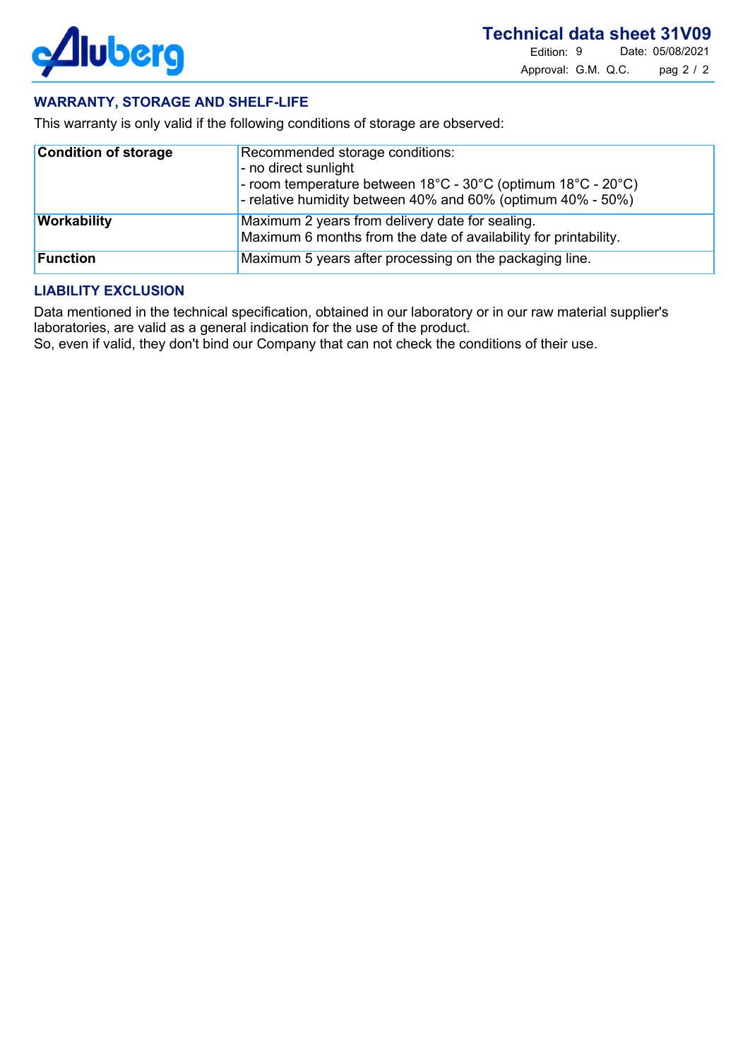## WARRANTY, STORAGE AND SHELF-LIFE

This warranty is only valid if the following conditions of storage are observed:

| | |
|---|---|
| **Condition of storage** | Recommended storage conditions:<br>- no direct sunlight<br>- room temperature between 18°C - 30°C (optimum 18°C - 20°C)<br>- relative humidity between 40% and 60% (optimum 40% - 50%) |
| **Workability** | Maximum 2 years from delivery date for sealing.<br>Maximum 6 months from the date of availability for printability. |
| **Function** | Maximum 5 years after processing on the packaging line. |

## LIABILITY EXCLUSION

Data mentioned in the technical specification, obtained in our laboratory or in our raw material supplier's laboratories, are valid as a general indication for the use of the product.
So, even if valid, they don't bind our Company that can not check the conditions of their use.